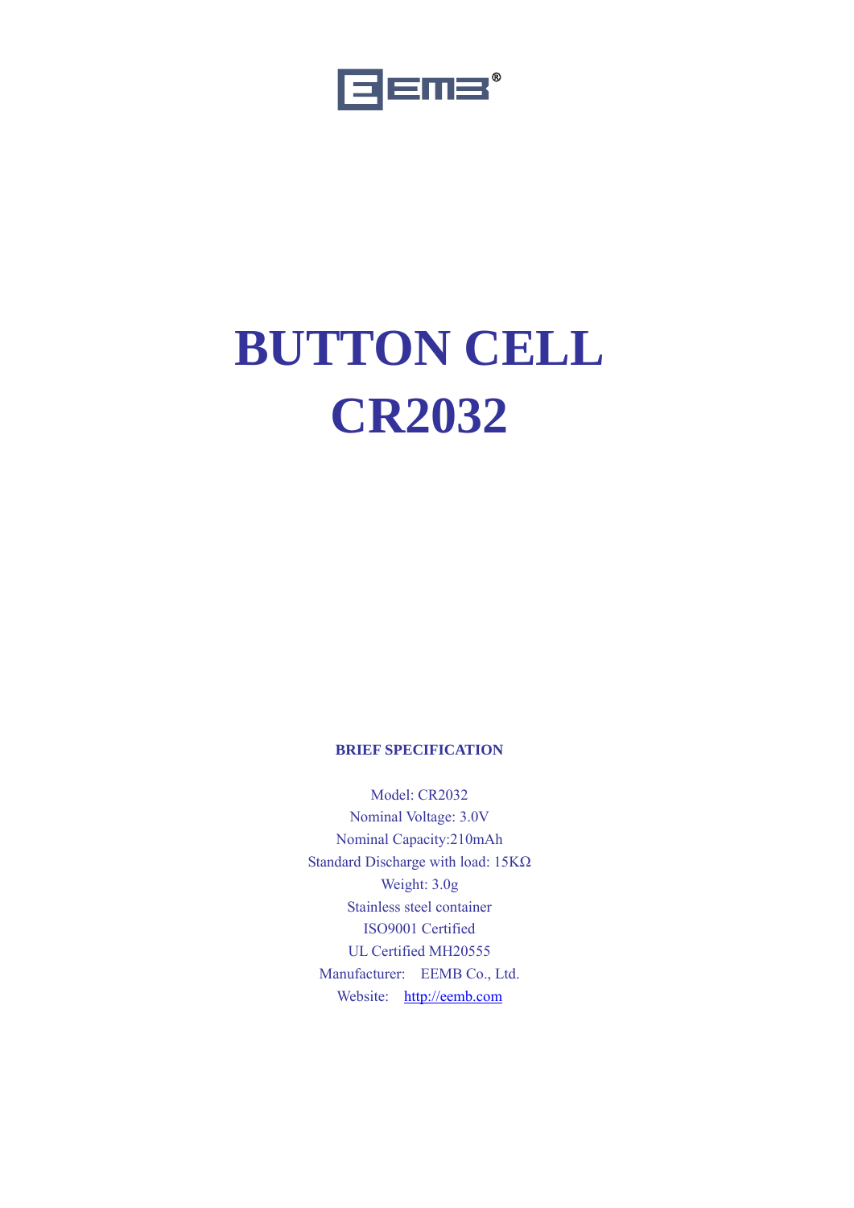# BUTTON CELL CR2032

**BRIEF SPECIFICATION**

Model: CR2032

Nominal Voltage: 3.0V

Nominal Capacity:210mAh

Standard Discharge with load: 15KΩ

Weight: 3.0g

Stainless steel container

ISO9001 Certified

UL Certified MH20555

Manufacturer: EEMB Co., Ltd.

Website: http://eemb.com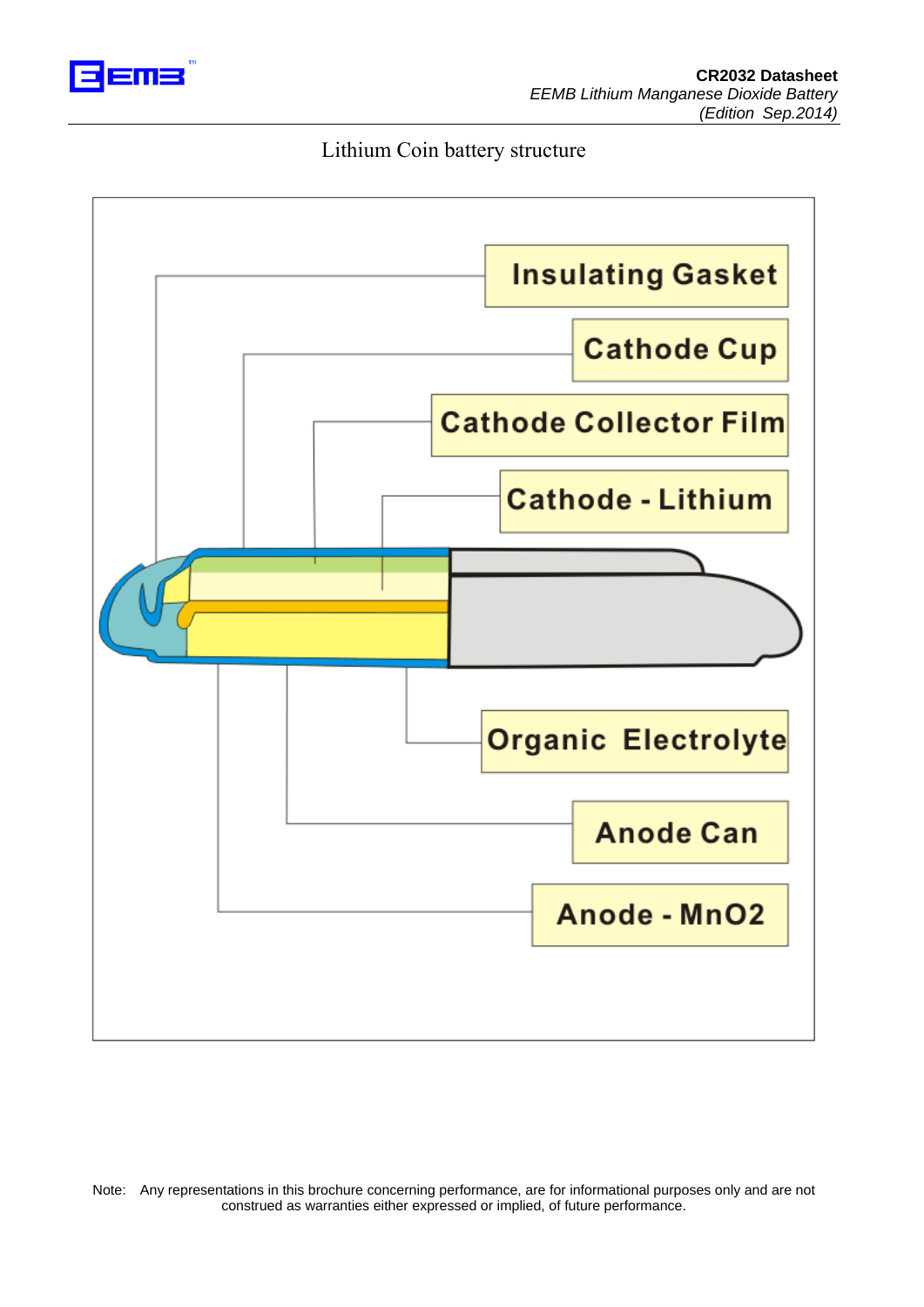Lithium Coin battery structure

Insulating Gasket

Cathode Cup

Cathode Collector Film

Cathode - Lithium

Organic Electrolyte

Anode Can

Anode - MnO2

Note: Any representations in this brochure concerning performance, are for informational purposes only and are not construed as warranties either expressed or implied, of future performance.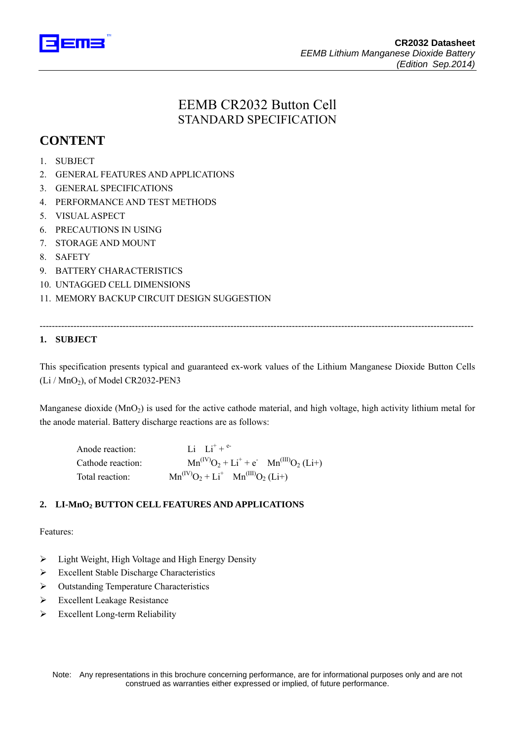# EEMB CR2032 Button Cell
## STANDARD SPECIFICATION

## CONTENT

1. SUBJECT
2. GENERAL FEATURES AND APPLICATIONS
3. GENERAL SPECIFICATIONS
4. PERFORMANCE AND TEST METHODS
5. VISUAL ASPECT
6. PRECAUTIONS IN USING
7. STORAGE AND MOUNT
8. SAFETY
9. BATTERY CHARACTERISTICS
10. UNTAGGED CELL DIMENSIONS
11. MEMORY BACKUP CIRCUIT DESIGN SUGGESTION

---

### 1. SUBJECT

This specification presents typical and guaranteed ex-work values of the Lithium Manganese Dioxide Button Cells ($Li / MnO_2$), of Model CR2032-PEN3

Manganese dioxide ($MnO_2$) is used for the active cathode material, and high voltage, high activity lithium metal for the anode material. Battery discharge reactions are as follows:

Anode reaction: $Li \quad Li^{+} + e^{-}$

Cathode reaction: $Mn^{(IV)}O_2 + Li^{+} + e^{-} \quad Mn^{(III)}O_2 (Li+)$

Total reaction: $Mn^{(IV)}O_2 + Li^{+} \quad Mn^{(III)}O_2 (Li+)$

### 2. LI-$MnO_2$ BUTTON CELL FEATURES AND APPLICATIONS

Features:

- Light Weight, High Voltage and High Energy Density
- Excellent Stable Discharge Characteristics
- Outstanding Temperature Characteristics
- Excellent Leakage Resistance
- Excellent Long-term Reliability

Note: Any representations in this brochure concerning performance, are for informational purposes only and are not construed as warranties either expressed or implied, of future performance.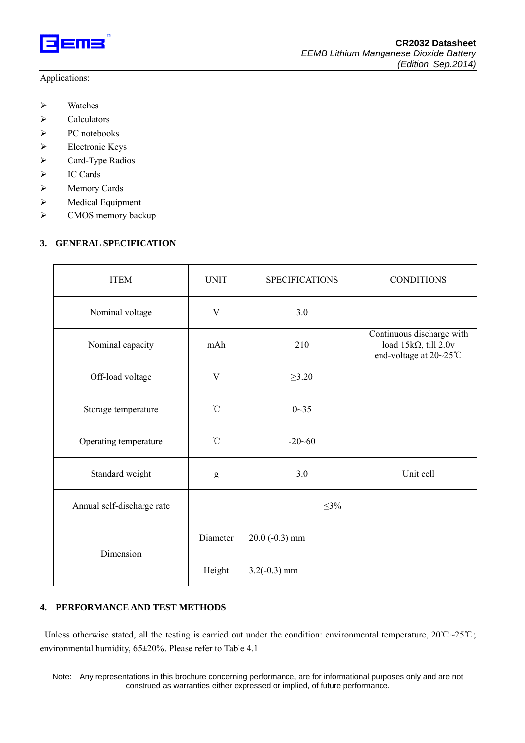Applications:

- Watches
- Calculators
- PC notebooks
- Electronic Keys
- Card-Type Radios
- IC Cards
- Memory Cards
- Medical Equipment
- CMOS memory backup

## 3. GENERAL SPECIFICATION

| ITEM | UNIT | SPECIFICATIONS | CONDITIONS |
|---|---|---|---|
| Nominal voltage | V | 3.0 | |
| Nominal capacity | mAh | 210 | Continuous discharge with load 15kΩ, till 2.0v end-voltage at 20~25℃ |
| Off-load voltage | V | ≥3.20 | |
| Storage temperature | ℃ | 0~35 | |
| Operating temperature | ℃ | -20~60 | |
| Standard weight | g | 3.0 | Unit cell |
| Annual self-discharge rate | ≤3% | | |
| Dimension | Diameter | 20.0 (-0.3) mm | |
| | Height | 3.2(-0.3) mm | |

## 4. PERFORMANCE AND TEST METHODS

Unless otherwise stated, all the testing is carried out under the condition: environmental temperature, 20℃~25℃; environmental humidity, 65±20%. Please refer to Table 4.1

Note: Any representations in this brochure concerning performance, are for informational purposes only and are not construed as warranties either expressed or implied, of future performance.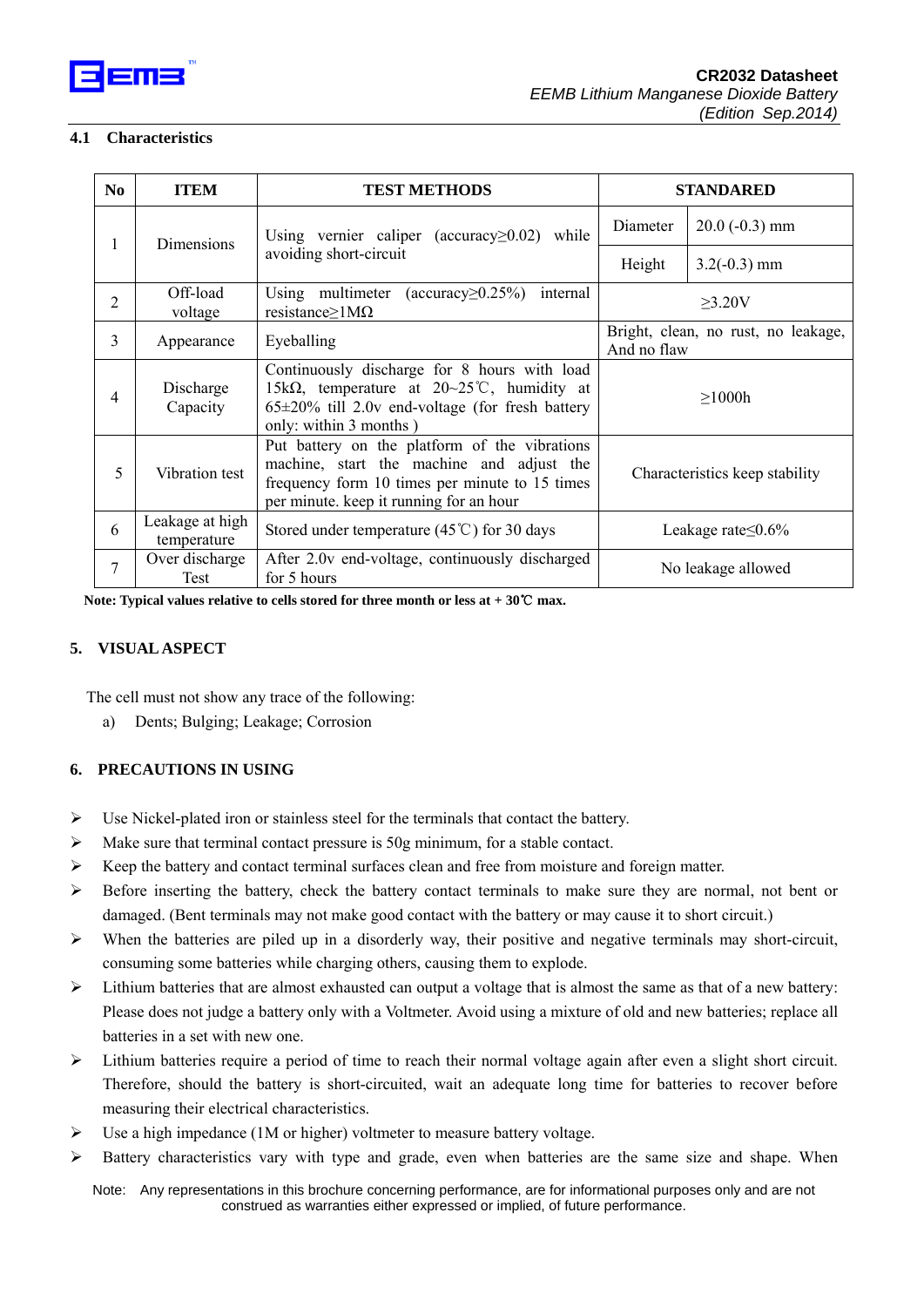### 4.1 Characteristics

| No | ITEM | TEST METHODS | STANDARD | |
|---|---|---|---|---|
| 1 | Dimensions | Using vernier caliper (accuracy≥0.02) while avoiding short-circuit | Diameter | 20.0 (-0.3) mm |
| | | | Height | 3.2(-0.3) mm |
| 2 | Off-load voltage | Using multimeter (accuracy≥0.25%) internal resistance≥1MΩ | ≥3.20V | |
| 3 | Appearance | Eyeballing | Bright, clean, no rust, no leakage, And no flaw | |
| 4 | Discharge Capacity | Continuously discharge for 8 hours with load 15kΩ, temperature at 20~25℃, humidity at 65±20% till 2.0v end-voltage (for fresh battery only: within 3 months ) | ≥1000h | |
| 5 | Vibration test | Put battery on the platform of the vibrations machine, start the machine and adjust the frequency form 10 times per minute to 15 times per minute. keep it running for an hour | Characteristics keep stability | |
| 6 | Leakage at high temperature | Stored under temperature (45℃) for 30 days | Leakage rate≤0.6% | |
| 7 | Over discharge Test | After 2.0v end-voltage, continuously discharged for 5 hours | No leakage allowed | |

**Note: Typical values relative to cells stored for three month or less at + 30℃ max.**

## 5. VISUAL ASPECT

The cell must not show any trace of the following:

a) Dents; Bulging; Leakage; Corrosion

## 6. PRECAUTIONS IN USING

- Use Nickel-plated iron or stainless steel for the terminals that contact the battery.
- Make sure that terminal contact pressure is 50g minimum, for a stable contact.
- Keep the battery and contact terminal surfaces clean and free from moisture and foreign matter.
- Before inserting the battery, check the battery contact terminals to make sure they are normal, not bent or damaged. (Bent terminals may not make good contact with the battery or may cause it to short circuit.)
- When the batteries are piled up in a disorderly way, their positive and negative terminals may short-circuit, consuming some batteries while charging others, causing them to explode.
- Lithium batteries that are almost exhausted can output a voltage that is almost the same as that of a new battery: Please does not judge a battery only with a Voltmeter. Avoid using a mixture of old and new batteries; replace all batteries in a set with new one.
- Lithium batteries require a period of time to reach their normal voltage again after even a slight short circuit. Therefore, should the battery is short-circuited, wait an adequate long time for batteries to recover before measuring their electrical characteristics.
- Use a high impedance (1M or higher) voltmeter to measure battery voltage.
- Battery characteristics vary with type and grade, even when batteries are the same size and shape. When

Note: Any representations in this brochure concerning performance, are for informational purposes only and are not construed as warranties either expressed or implied, of future performance.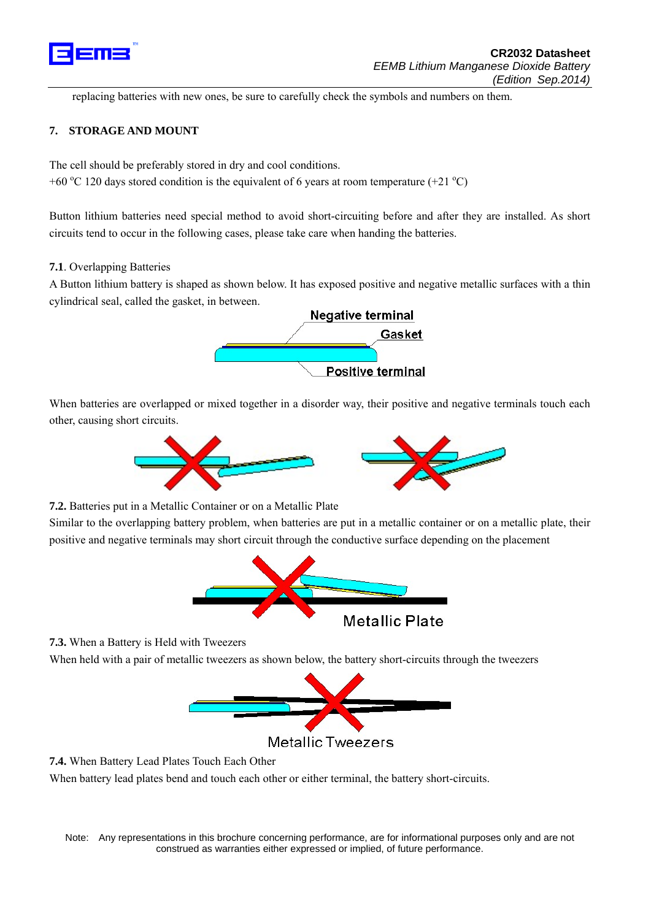replacing batteries with new ones, be sure to carefully check the symbols and numbers on them.

## 7. STORAGE AND MOUNT

The cell should be preferably stored in dry and cool conditions.
+60 °C 120 days stored condition is the equivalent of 6 years at room temperature (+21 °C)

Button lithium batteries need special method to avoid short-circuiting before and after they are installed. As short circuits tend to occur in the following cases, please take care when handing the batteries.

**7.1**. Overlapping Batteries

A Button lithium battery is shaped as shown below. It has exposed positive and negative metallic surfaces with a thin cylindrical seal, called the gasket, in between.

Negative terminal
Gasket
Positive terminal

When batteries are overlapped or mixed together in a disorder way, their positive and negative terminals touch each other, causing short circuits.

**7.2.** Batteries put in a Metallic Container or on a Metallic Plate

Similar to the overlapping battery problem, when batteries are put in a metallic container or on a metallic plate, their positive and negative terminals may short circuit through the conductive surface depending on the placement

Metallic Plate

**7.3.** When a Battery is Held with Tweezers

When held with a pair of metallic tweezers as shown below, the battery short-circuits through the tweezers

Metallic Tweezers

**7.4.** When Battery Lead Plates Touch Each Other

When battery lead plates bend and touch each other or either terminal, the battery short-circuits.

Note: Any representations in this brochure concerning performance, are for informational purposes only and are not construed as warranties either expressed or implied, of future performance.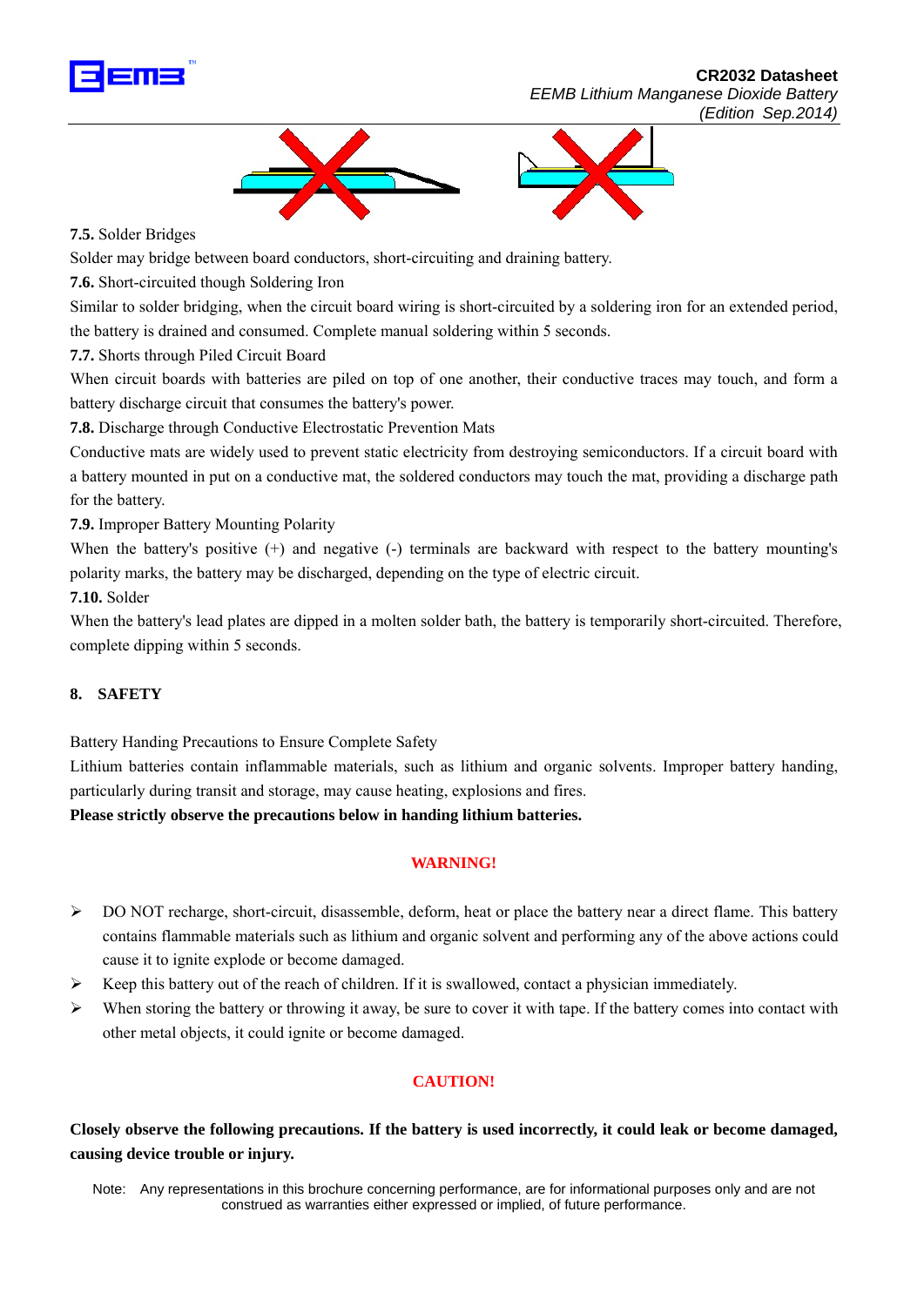**7.5.** Solder Bridges

Solder may bridge between board conductors, short-circuiting and draining battery.

**7.6.** Short-circuited though Soldering Iron

Similar to solder bridging, when the circuit board wiring is short-circuited by a soldering iron for an extended period, the battery is drained and consumed. Complete manual soldering within 5 seconds.

**7.7.** Shorts through Piled Circuit Board

When circuit boards with batteries are piled on top of one another, their conductive traces may touch, and form a battery discharge circuit that consumes the battery's power.

**7.8.** Discharge through Conductive Electrostatic Prevention Mats

Conductive mats are widely used to prevent static electricity from destroying semiconductors. If a circuit board with a battery mounted in put on a conductive mat, the soldered conductors may touch the mat, providing a discharge path for the battery.

**7.9.** Improper Battery Mounting Polarity

When the battery's positive (+) and negative (-) terminals are backward with respect to the battery mounting's polarity marks, the battery may be discharged, depending on the type of electric circuit.

**7.10.** Solder

When the battery's lead plates are dipped in a molten solder bath, the battery is temporarily short-circuited. Therefore, complete dipping within 5 seconds.

## 8. SAFETY

Battery Handing Precautions to Ensure Complete Safety

Lithium batteries contain inflammable materials, such as lithium and organic solvents. Improper battery handing, particularly during transit and storage, may cause heating, explosions and fires.

**Please strictly observe the precautions below in handing lithium batteries.**

**WARNING!**

- DO NOT recharge, short-circuit, disassemble, deform, heat or place the battery near a direct flame. This battery contains flammable materials such as lithium and organic solvent and performing any of the above actions could cause it to ignite explode or become damaged.
- Keep this battery out of the reach of children. If it is swallowed, contact a physician immediately.
- When storing the battery or throwing it away, be sure to cover it with tape. If the battery comes into contact with other metal objects, it could ignite or become damaged.

**CAUTION!**

**Closely observe the following precautions. If the battery is used incorrectly, it could leak or become damaged, causing device trouble or injury.**

Note: Any representations in this brochure concerning performance, are for informational purposes only and are not construed as warranties either expressed or implied, of future performance.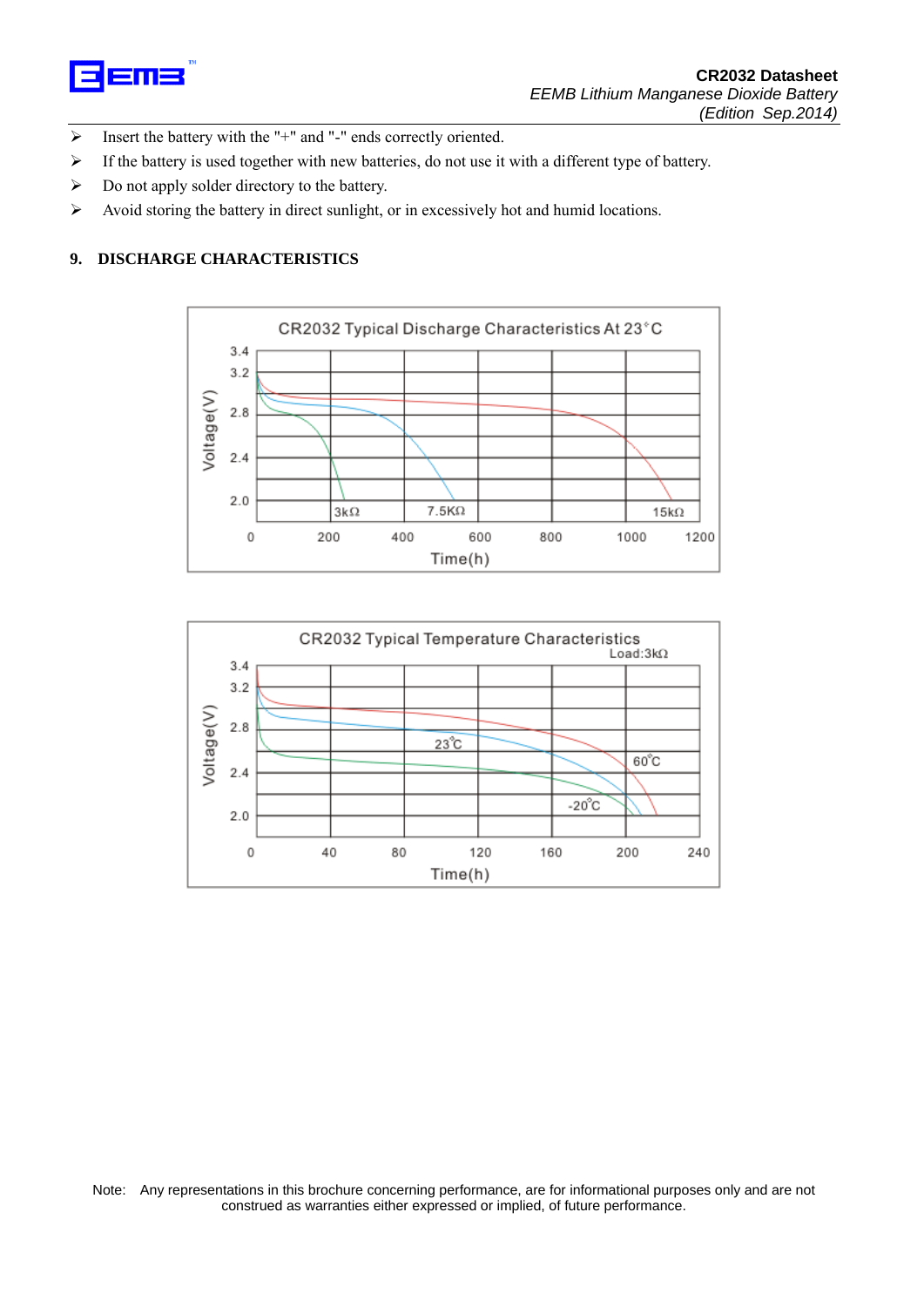- Insert the battery with the "+" and "-" ends correctly oriented.
- If the battery is used together with new batteries, do not use it with a different type of battery.
- Do not apply solder directory to the battery.
- Avoid storing the battery in direct sunlight, or in excessively hot and humid locations.

## 9. DISCHARGE CHARACTERISTICS

CR2032 Typical Discharge Characteristics At 23°C

CR2032 Typical Temperature Characteristics

Note: Any representations in this brochure concerning performance, are for informational purposes only and are not construed as warranties either expressed or implied, of future performance.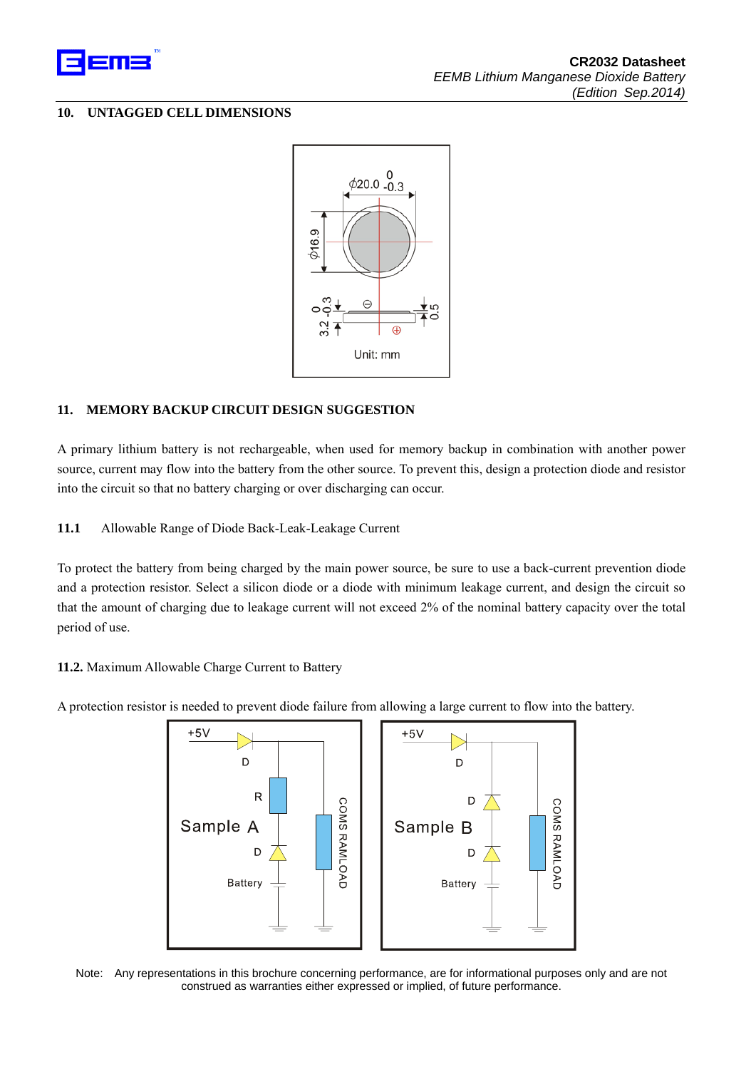## 10. UNTAGGED CELL DIMENSIONS

## 11. MEMORY BACKUP CIRCUIT DESIGN SUGGESTION

A primary lithium battery is not rechargeable, when used for memory backup in combination with another power source, current may flow into the battery from the other source. To prevent this, design a protection diode and resistor into the circuit so that no battery charging or over discharging can occur.

### 11.1 Allowable Range of Diode Back-Leak-Leakage Current

To protect the battery from being charged by the main power source, be sure to use a back-current prevention diode and a protection resistor. Select a silicon diode or a diode with minimum leakage current, and design the circuit so that the amount of charging due to leakage current will not exceed 2% of the nominal battery capacity over the total period of use.

### 11.2. Maximum Allowable Charge Current to Battery

A protection resistor is needed to prevent diode failure from allowing a large current to flow into the battery.

Note: Any representations in this brochure concerning performance, are for informational purposes only and are not construed as warranties either expressed or implied, of future performance.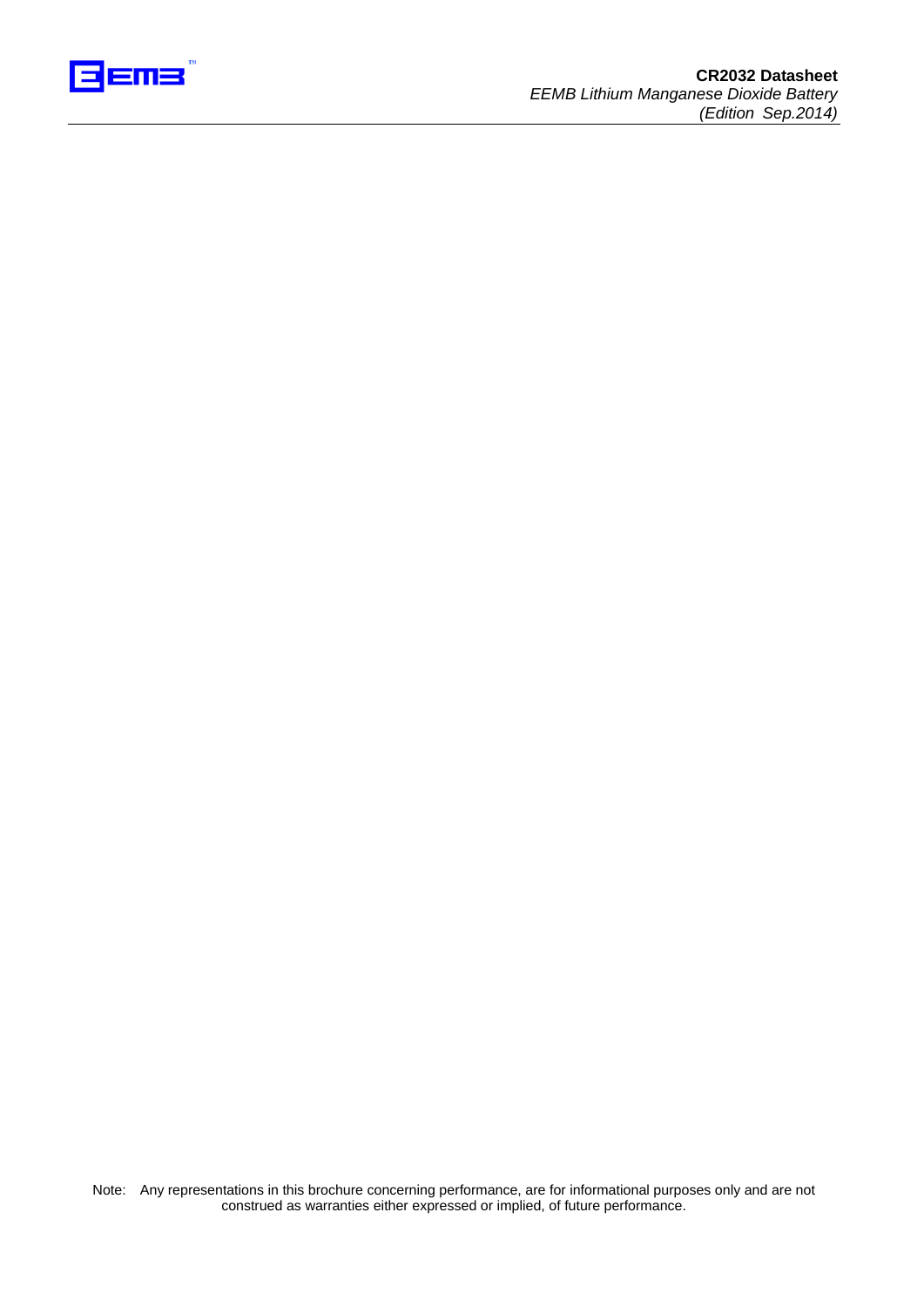Note: Any representations in this brochure concerning performance, are for informational purposes only and are not construed as warranties either expressed or implied, of future performance.